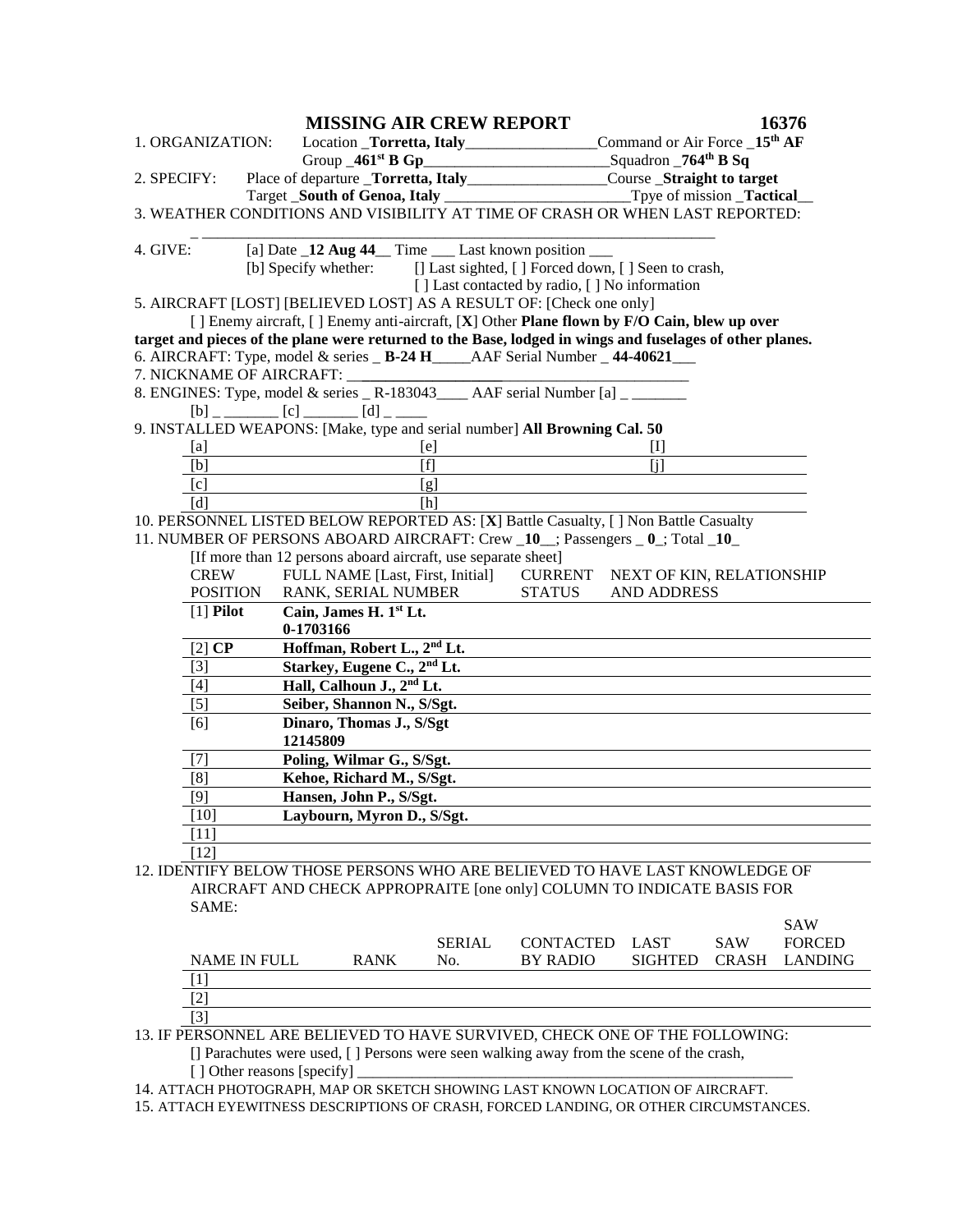# MISSING AIR CREW REPORT 16376

1. ORGANIZATION: Location _**Torretta, Italy**_________________Command or Air Force _**15th AF**
   Group _**461st B Gp**_________________________Squadron _**764th B Sq**

2. SPECIFY: Place of departure _**Torretta, Italy**__________________Course _**Straight to target**
   Target _**South of Genoa, Italy**_________________________Tpye of mission _**Tactical**__

3. WEATHER CONDITIONS AND VISIBILITY AT TIME OF CRASH OR WHEN LAST REPORTED:
   _ ___________________________________________________________________

4. GIVE: [a] Date _**12 Aug 44**__ Time ___ Last known position ___
   [b] Specify whether: [] Last sighted, [ ] Forced down, [ ] Seen to crash,
   [ ] Last contacted by radio, [ ] No information

5. AIRCRAFT [LOST] [BELIEVED LOST] AS A RESULT OF: [Check one only]
   [ ] Enemy aircraft, [ ] Enemy anti-aircraft, [**X**] Other **Plane flown by F/O Cain, blew up over target and pieces of the plane were returned to the Base, lodged in wings and fuselages of other planes.**

6. AIRCRAFT: Type, model & series _ **B-24 H**_____AAF Serial Number _ **44-40621**___

7. NICKNAME OF AIRCRAFT: ____________________________________________

8. ENGINES: Type, model & series _ R-183043____ AAF serial Number [a] _ _______
   [b] _ _______ [c] _______ [d] _ ____

9. INSTALLED WEAPONS: [Make, type and serial number] **All Browning Cal. 50**

| | | |
|---|---|---|
| [a] | [e] | [I] |
| [b] | [f] | [j] |
| [c] | [g] | |
| [d] | [h] | |

10. PERSONNEL LISTED BELOW REPORTED AS: [**X**] Battle Casualty, [ ] Non Battle Casualty

11. NUMBER OF PERSONS ABOARD AIRCRAFT: Crew _**10**__; Passengers _ **0**_; Total _**10**_
    [If more than 12 persons aboard aircraft, use separate sheet]

| CREW POSITION | FULL NAME [Last, First, Initial] RANK, SERIAL NUMBER | CURRENT STATUS | NEXT OF KIN, RELATIONSHIP AND ADDRESS |
|---|---|---|---|
| [1] **Pilot** | **Cain, James H. 1st Lt. 0-1703166** | | |
| [2] **CP** | **Hoffman, Robert L., 2nd Lt.** | | |
| [3] | **Starkey, Eugene C., 2nd Lt.** | | |
| [4] | **Hall, Calhoun J., 2nd Lt.** | | |
| [5] | **Seiber, Shannon N., S/Sgt.** | | |
| [6] | **Dinaro, Thomas J., S/Sgt 12145809** | | |
| [7] | **Poling, Wilmar G., S/Sgt.** | | |
| [8] | **Kehoe, Richard M., S/Sgt.** | | |
| [9] | **Hansen, John P., S/Sgt.** | | |
| [10] | **Laybourn, Myron D., S/Sgt.** | | |
| [11] | | | |
| [12] | | | |

12. IDENTIFY BELOW THOSE PERSONS WHO ARE BELIEVED TO HAVE LAST KNOWLEDGE OF AIRCRAFT AND CHECK APPROPRAITE [one only] COLUMN TO INDICATE BASIS FOR SAME:

| NAME IN FULL | RANK | SERIAL No. | CONTACTED BY RADIO | LAST SIGHTED | SAW CRASH | SAW FORCED LANDING |
|---|---|---|---|---|---|---|
| [1] | | | | | | |
| [2] | | | | | | |
| [3] | | | | | | |

13. IF PERSONNEL ARE BELIEVED TO HAVE SURVIVED, CHECK ONE OF THE FOLLOWING:
    [] Parachutes were used, [ ] Persons were seen walking away from the scene of the crash,
    [ ] Other reasons [specify] ___________________________________________________________

14. ATTACH PHOTOGRAPH, MAP OR SKETCH SHOWING LAST KNOWN LOCATION OF AIRCRAFT.

15. ATTACH EYEWITNESS DESCRIPTIONS OF CRASH, FORCED LANDING, OR OTHER CIRCUMSTANCES.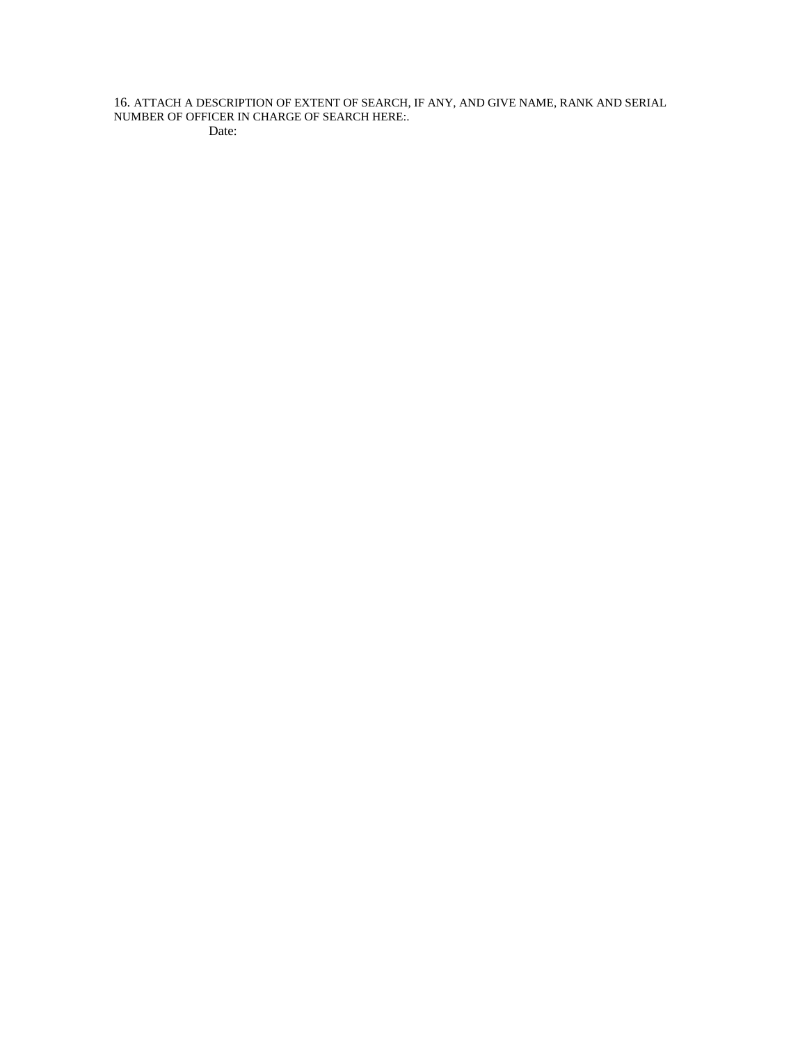16. ATTACH A DESCRIPTION OF EXTENT OF SEARCH, IF ANY, AND GIVE NAME, RANK AND SERIAL NUMBER OF OFFICER IN CHARGE OF SEARCH HERE:.

Date: